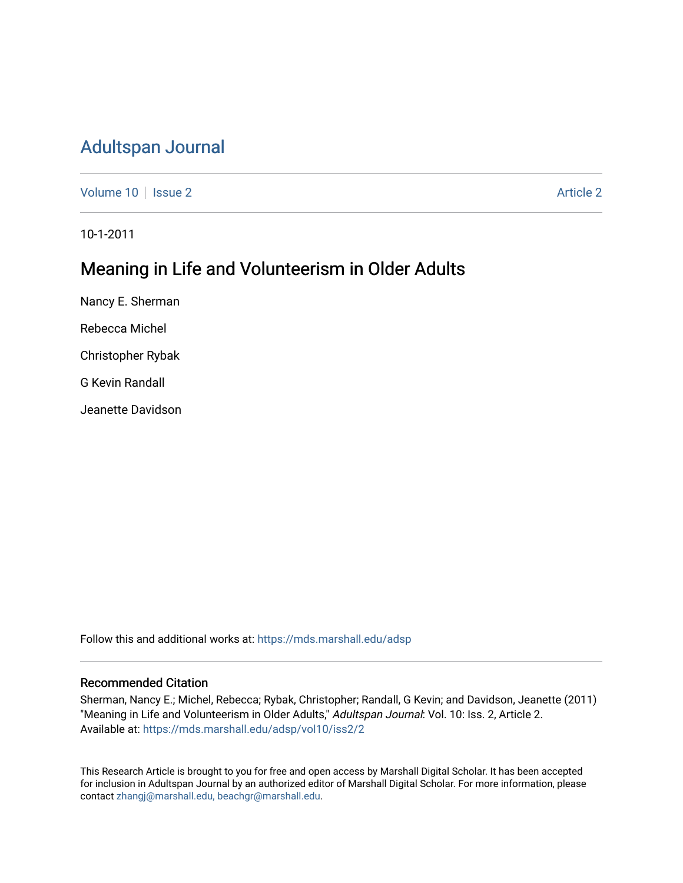# Adultspan Journal

Volume 10 | Issue 2 | Article 2

10-1-2011

## Meaning in Life and Volunteerism in Older Adults

Nancy E. Sherman

Rebecca Michel

Christopher Rybak

G Kevin Randall

Jeanette Davidson

Follow this and additional works at: https://mds.marshall.edu/adsp

### Recommended Citation

Sherman, Nancy E.; Michel, Rebecca; Rybak, Christopher; Randall, G Kevin; and Davidson, Jeanette (2011) "Meaning in Life and Volunteerism in Older Adults," *Adultspan Journal*: Vol. 10: Iss. 2, Article 2. Available at: https://mds.marshall.edu/adsp/vol10/iss2/2

This Research Article is brought to you for free and open access by Marshall Digital Scholar. It has been accepted for inclusion in Adultspan Journal by an authorized editor of Marshall Digital Scholar. For more information, please contact zhangj@marshall.edu, beachgr@marshall.edu.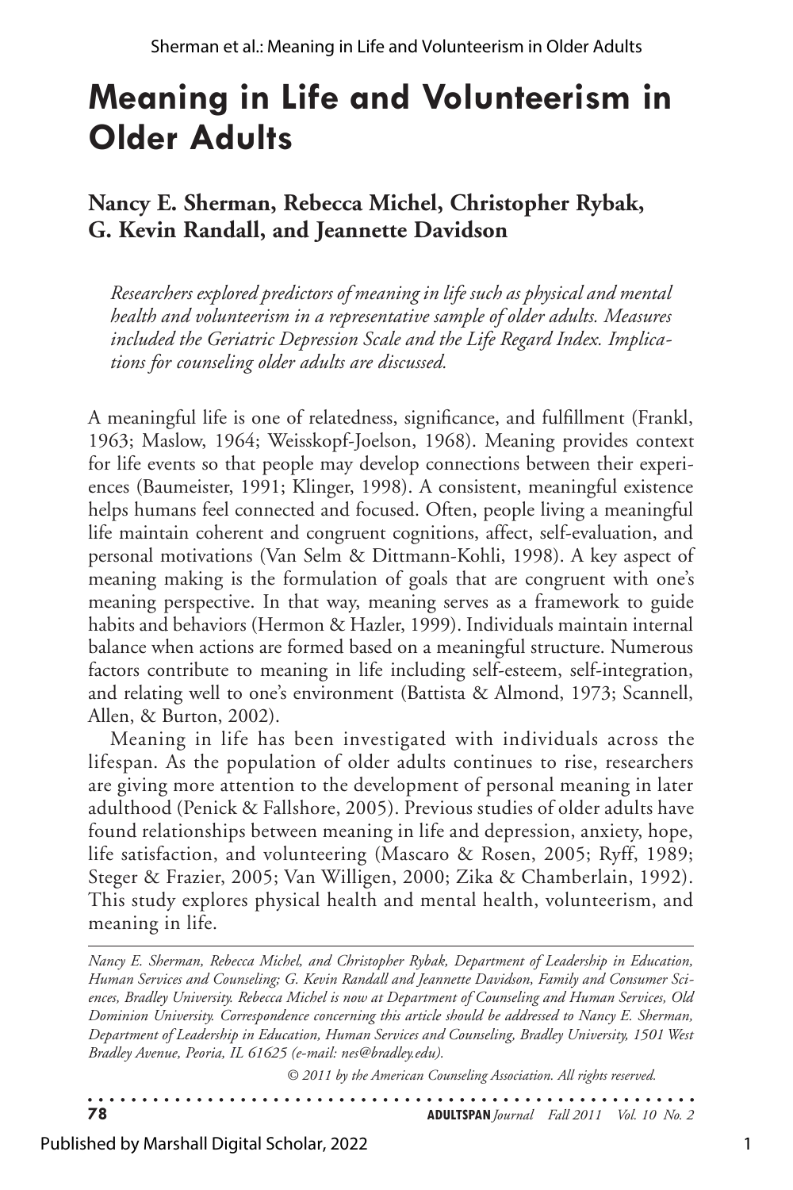# Meaning in Life and Volunteerism in Older Adults

## Nancy E. Sherman, Rebecca Michel, Christopher Rybak, G. Kevin Randall, and Jeannette Davidson

*Researchers explored predictors of meaning in life such as physical and mental health and volunteerism in a representative sample of older adults. Measures included the Geriatric Depression Scale and the Life Regard Index. Implications for counseling older adults are discussed.*

A meaningful life is one of relatedness, significance, and fulfillment (Frankl, 1963; Maslow, 1964; Weisskopf-Joelson, 1968). Meaning provides context for life events so that people may develop connections between their experiences (Baumeister, 1991; Klinger, 1998). A consistent, meaningful existence helps humans feel connected and focused. Often, people living a meaningful life maintain coherent and congruent cognitions, affect, self-evaluation, and personal motivations (Van Selm & Dittmann-Kohli, 1998). A key aspect of meaning making is the formulation of goals that are congruent with one's meaning perspective. In that way, meaning serves as a framework to guide habits and behaviors (Hermon & Hazler, 1999). Individuals maintain internal balance when actions are formed based on a meaningful structure. Numerous factors contribute to meaning in life including self-esteem, self-integration, and relating well to one's environment (Battista & Almond, 1973; Scannell, Allen, & Burton, 2002).

Meaning in life has been investigated with individuals across the lifespan. As the population of older adults continues to rise, researchers are giving more attention to the development of personal meaning in later adulthood (Penick & Fallshore, 2005). Previous studies of older adults have found relationships between meaning in life and depression, anxiety, hope, life satisfaction, and volunteering (Mascaro & Rosen, 2005; Ryff, 1989; Steger & Frazier, 2005; Van Willigen, 2000; Zika & Chamberlain, 1992). This study explores physical health and mental health, volunteerism, and meaning in life.

---

*Nancy E. Sherman, Rebecca Michel, and Christopher Rybak, Department of Leadership in Education, Human Services and Counseling; G. Kevin Randall and Jeannette Davidson, Family and Consumer Sciences, Bradley University. Rebecca Michel is now at Department of Counseling and Human Services, Old Dominion University. Correspondence concerning this article should be addressed to Nancy E. Sherman, Department of Leadership in Education, Human Services and Counseling, Bradley University, 1501 West Bradley Avenue, Peoria, IL 61625 (e-mail: nes@bradley.edu).*

*© 2011 by the American Counseling Association. All rights reserved.*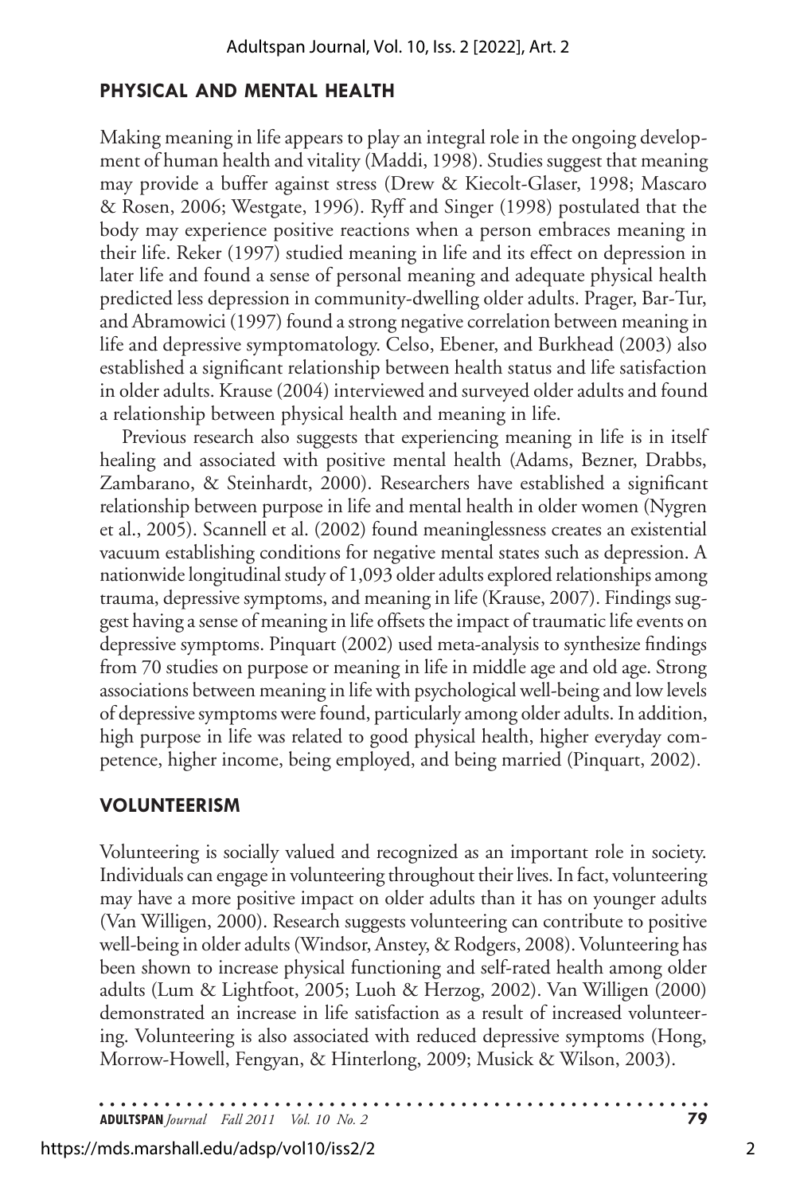## PHYSICAL AND MENTAL HEALTH

Making meaning in life appears to play an integral role in the ongoing development of human health and vitality (Maddi, 1998). Studies suggest that meaning may provide a buffer against stress (Drew & Kiecolt-Glaser, 1998; Mascaro & Rosen, 2006; Westgate, 1996). Ryff and Singer (1998) postulated that the body may experience positive reactions when a person embraces meaning in their life. Reker (1997) studied meaning in life and its effect on depression in later life and found a sense of personal meaning and adequate physical health predicted less depression in community-dwelling older adults. Prager, Bar-Tur, and Abramowici (1997) found a strong negative correlation between meaning in life and depressive symptomatology. Celso, Ebener, and Burkhead (2003) also established a significant relationship between health status and life satisfaction in older adults. Krause (2004) interviewed and surveyed older adults and found a relationship between physical health and meaning in life.

Previous research also suggests that experiencing meaning in life is in itself healing and associated with positive mental health (Adams, Bezner, Drabbs, Zambarano, & Steinhardt, 2000). Researchers have established a significant relationship between purpose in life and mental health in older women (Nygren et al., 2005). Scannell et al. (2002) found meaninglessness creates an existential vacuum establishing conditions for negative mental states such as depression. A nationwide longitudinal study of 1,093 older adults explored relationships among trauma, depressive symptoms, and meaning in life (Krause, 2007). Findings suggest having a sense of meaning in life offsets the impact of traumatic life events on depressive symptoms. Pinquart (2002) used meta-analysis to synthesize findings from 70 studies on purpose or meaning in life in middle age and old age. Strong associations between meaning in life with psychological well-being and low levels of depressive symptoms were found, particularly among older adults. In addition, high purpose in life was related to good physical health, higher everyday competence, higher income, being employed, and being married (Pinquart, 2002).

## VOLUNTEERISM

Volunteering is socially valued and recognized as an important role in society. Individuals can engage in volunteering throughout their lives. In fact, volunteering may have a more positive impact on older adults than it has on younger adults (Van Willigen, 2000). Research suggests volunteering can contribute to positive well-being in older adults (Windsor, Anstey, & Rodgers, 2008). Volunteering has been shown to increase physical functioning and self-rated health among older adults (Lum & Lightfoot, 2005; Luoh & Herzog, 2002). Van Willigen (2000) demonstrated an increase in life satisfaction as a result of increased volunteering. Volunteering is also associated with reduced depressive symptoms (Hong, Morrow-Howell, Fengyan, & Hinterlong, 2009; Musick & Wilson, 2003).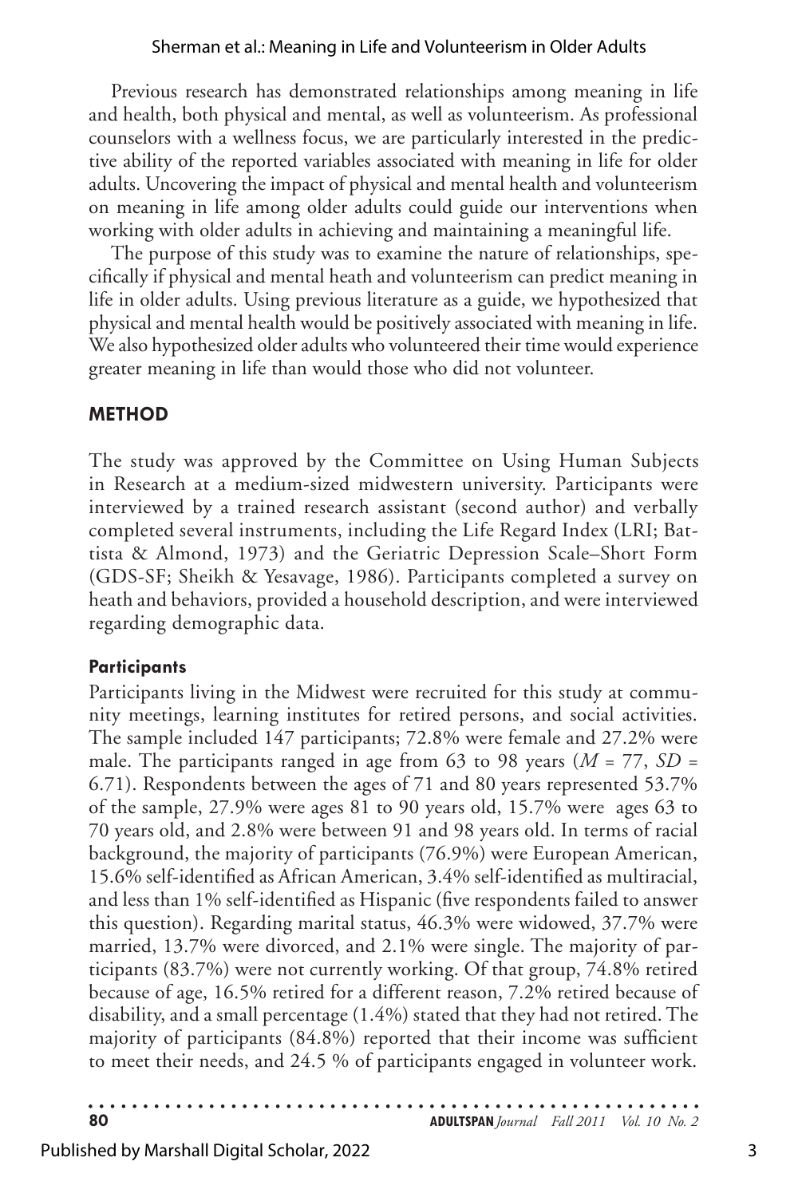Previous research has demonstrated relationships among meaning in life and health, both physical and mental, as well as volunteerism. As professional counselors with a wellness focus, we are particularly interested in the predictive ability of the reported variables associated with meaning in life for older adults. Uncovering the impact of physical and mental health and volunteerism on meaning in life among older adults could guide our interventions when working with older adults in achieving and maintaining a meaningful life.

The purpose of this study was to examine the nature of relationships, specifically if physical and mental heath and volunteerism can predict meaning in life in older adults. Using previous literature as a guide, we hypothesized that physical and mental health would be positively associated with meaning in life. We also hypothesized older adults who volunteered their time would experience greater meaning in life than would those who did not volunteer.

## METHOD

The study was approved by the Committee on Using Human Subjects in Research at a medium-sized midwestern university. Participants were interviewed by a trained research assistant (second author) and verbally completed several instruments, including the Life Regard Index (LRI; Battista & Almond, 1973) and the Geriatric Depression Scale–Short Form (GDS-SF; Sheikh & Yesavage, 1986). Participants completed a survey on heath and behaviors, provided a household description, and were interviewed regarding demographic data.

### Participants

Participants living in the Midwest were recruited for this study at community meetings, learning institutes for retired persons, and social activities. The sample included 147 participants; 72.8% were female and 27.2% were male. The participants ranged in age from 63 to 98 years ($M$ = 77, $SD$ = 6.71). Respondents between the ages of 71 and 80 years represented 53.7% of the sample, 27.9% were ages 81 to 90 years old, 15.7% were ages 63 to 70 years old, and 2.8% were between 91 and 98 years old. In terms of racial background, the majority of participants (76.9%) were European American, 15.6% self-identified as African American, 3.4% self-identified as multiracial, and less than 1% self-identified as Hispanic (five respondents failed to answer this question). Regarding marital status, 46.3% were widowed, 37.7% were married, 13.7% were divorced, and 2.1% were single. The majority of participants (83.7%) were not currently working. Of that group, 74.8% retired because of age, 16.5% retired for a different reason, 7.2% retired because of disability, and a small percentage (1.4%) stated that they had not retired. The majority of participants (84.8%) reported that their income was sufficient to meet their needs, and 24.5 % of participants engaged in volunteer work.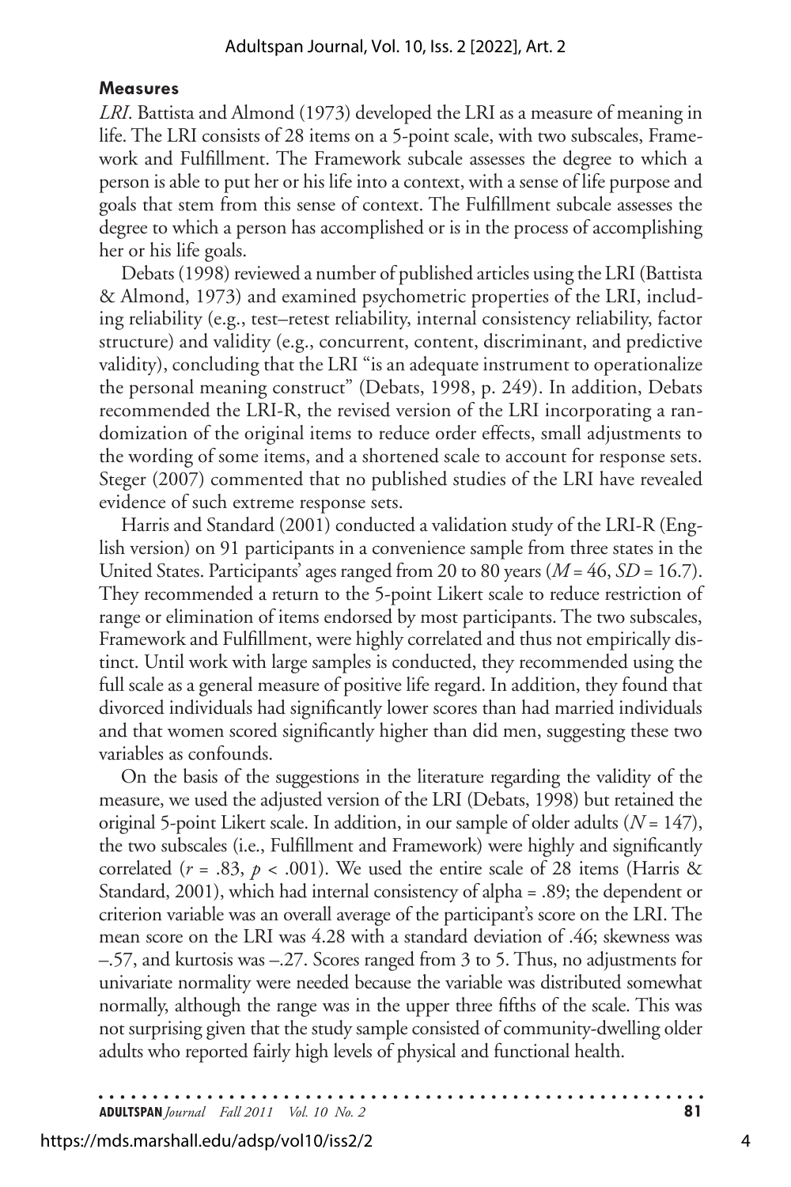### Measures

*LRI*. Battista and Almond (1973) developed the LRI as a measure of meaning in life. The LRI consists of 28 items on a 5-point scale, with two subscales, Framework and Fulfillment. The Framework subcale assesses the degree to which a person is able to put her or his life into a context, with a sense of life purpose and goals that stem from this sense of context. The Fulfillment subcale assesses the degree to which a person has accomplished or is in the process of accomplishing her or his life goals.

Debats (1998) reviewed a number of published articles using the LRI (Battista & Almond, 1973) and examined psychometric properties of the LRI, including reliability (e.g., test–retest reliability, internal consistency reliability, factor structure) and validity (e.g., concurrent, content, discriminant, and predictive validity), concluding that the LRI "is an adequate instrument to operationalize the personal meaning construct" (Debats, 1998, p. 249). In addition, Debats recommended the LRI-R, the revised version of the LRI incorporating a randomization of the original items to reduce order effects, small adjustments to the wording of some items, and a shortened scale to account for response sets. Steger (2007) commented that no published studies of the LRI have revealed evidence of such extreme response sets.

Harris and Standard (2001) conducted a validation study of the LRI-R (English version) on 91 participants in a convenience sample from three states in the United States. Participants' ages ranged from 20 to 80 years ($M = 46$, $SD = 16.7$). They recommended a return to the 5-point Likert scale to reduce restriction of range or elimination of items endorsed by most participants. The two subscales, Framework and Fulfillment, were highly correlated and thus not empirically distinct. Until work with large samples is conducted, they recommended using the full scale as a general measure of positive life regard. In addition, they found that divorced individuals had significantly lower scores than had married individuals and that women scored significantly higher than did men, suggesting these two variables as confounds.

On the basis of the suggestions in the literature regarding the validity of the measure, we used the adjusted version of the LRI (Debats, 1998) but retained the original 5-point Likert scale. In addition, in our sample of older adults ($N = 147$), the two subscales (i.e., Fulfillment and Framework) were highly and significantly correlated ($r = .83$, $p < .001$). We used the entire scale of 28 items (Harris & Standard, 2001), which had internal consistency of alpha = .89; the dependent or criterion variable was an overall average of the participant's score on the LRI. The mean score on the LRI was 4.28 with a standard deviation of .46; skewness was –.57, and kurtosis was –.27. Scores ranged from 3 to 5. Thus, no adjustments for univariate normality were needed because the variable was distributed somewhat normally, although the range was in the upper three fifths of the scale. This was not surprising given that the study sample consisted of community-dwelling older adults who reported fairly high levels of physical and functional health.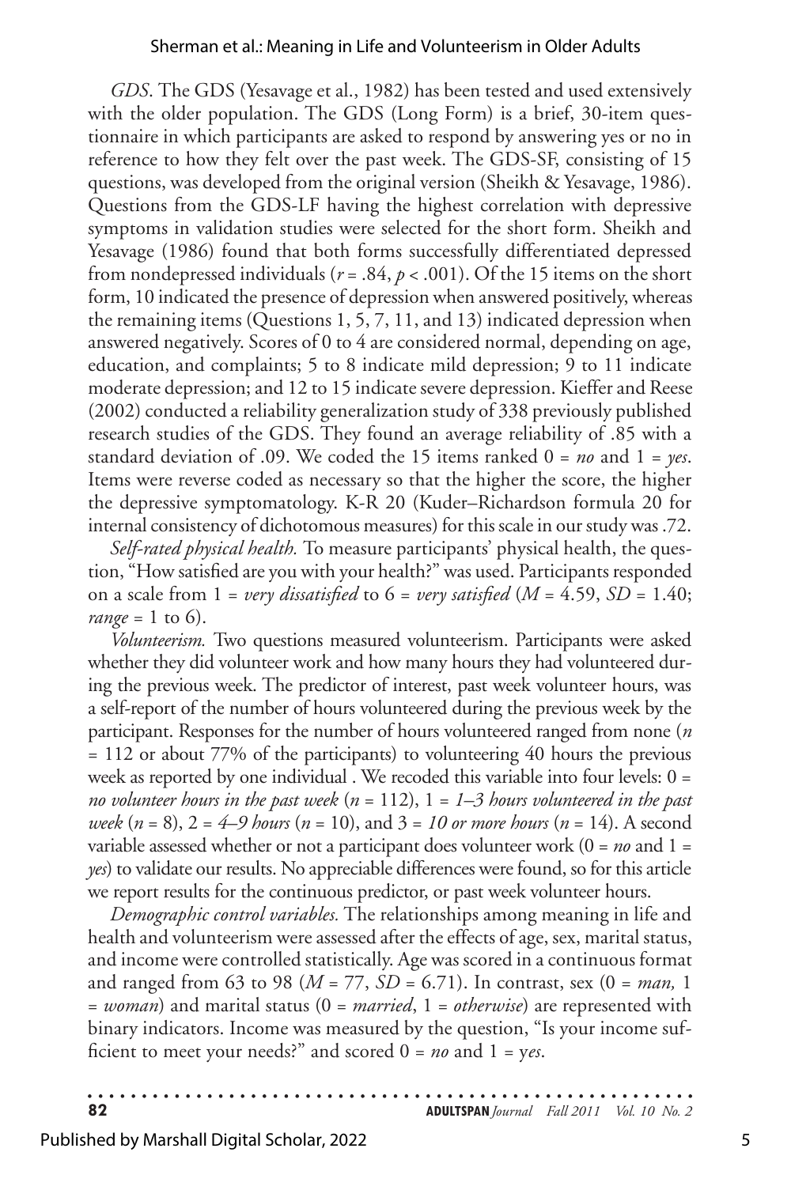*GDS*. The GDS (Yesavage et al., 1982) has been tested and used extensively with the older population. The GDS (Long Form) is a brief, 30-item questionnaire in which participants are asked to respond by answering yes or no in reference to how they felt over the past week. The GDS-SF, consisting of 15 questions, was developed from the original version (Sheikh & Yesavage, 1986). Questions from the GDS-LF having the highest correlation with depressive symptoms in validation studies were selected for the short form. Sheikh and Yesavage (1986) found that both forms successfully differentiated depressed from nondepressed individuals ($r = .84$, $p < .001$). Of the 15 items on the short form, 10 indicated the presence of depression when answered positively, whereas the remaining items (Questions 1, 5, 7, 11, and 13) indicated depression when answered negatively. Scores of 0 to 4 are considered normal, depending on age, education, and complaints; 5 to 8 indicate mild depression; 9 to 11 indicate moderate depression; and 12 to 15 indicate severe depression. Kieffer and Reese (2002) conducted a reliability generalization study of 338 previously published research studies of the GDS. They found an average reliability of .85 with a standard deviation of .09. We coded the 15 items ranked 0 = *no* and 1 = *yes*. Items were reverse coded as necessary so that the higher the score, the higher the depressive symptomatology. K-R 20 (Kuder–Richardson formula 20 for internal consistency of dichotomous measures) for this scale in our study was .72.

*Self-rated physical health.* To measure participants' physical health, the question, "How satisfied are you with your health?" was used. Participants responded on a scale from 1 = *very dissatisfied* to 6 = *very satisfied* ($M = 4.59$, $SD = 1.40$; *range* = 1 to 6).

*Volunteerism.* Two questions measured volunteerism. Participants were asked whether they did volunteer work and how many hours they had volunteered during the previous week. The predictor of interest, past week volunteer hours, was a self-report of the number of hours volunteered during the previous week by the participant. Responses for the number of hours volunteered ranged from none ($n = 112$ or about 77% of the participants) to volunteering 40 hours the previous week as reported by one individual . We recoded this variable into four levels: 0 = *no volunteer hours in the past week* ($n = 112$), 1 = *1–3 hours volunteered in the past week* ($n = 8$), 2 = *4–9 hours* ($n = 10$), and 3 = *10 or more hours* ($n = 14$). A second variable assessed whether or not a participant does volunteer work (0 = *no* and 1 = *yes*) to validate our results. No appreciable differences were found, so for this article we report results for the continuous predictor, or past week volunteer hours.

*Demographic control variables.* The relationships among meaning in life and health and volunteerism were assessed after the effects of age, sex, marital status, and income were controlled statistically. Age was scored in a continuous format and ranged from 63 to 98 ($M = 77$, $SD = 6.71$). In contrast, sex (0 = *man,* 1 = *woman*) and marital status (0 = *married*, 1 = *otherwise*) are represented with binary indicators. Income was measured by the question, "Is your income sufficient to meet your needs?" and scored 0 = *no* and 1 = y*es*.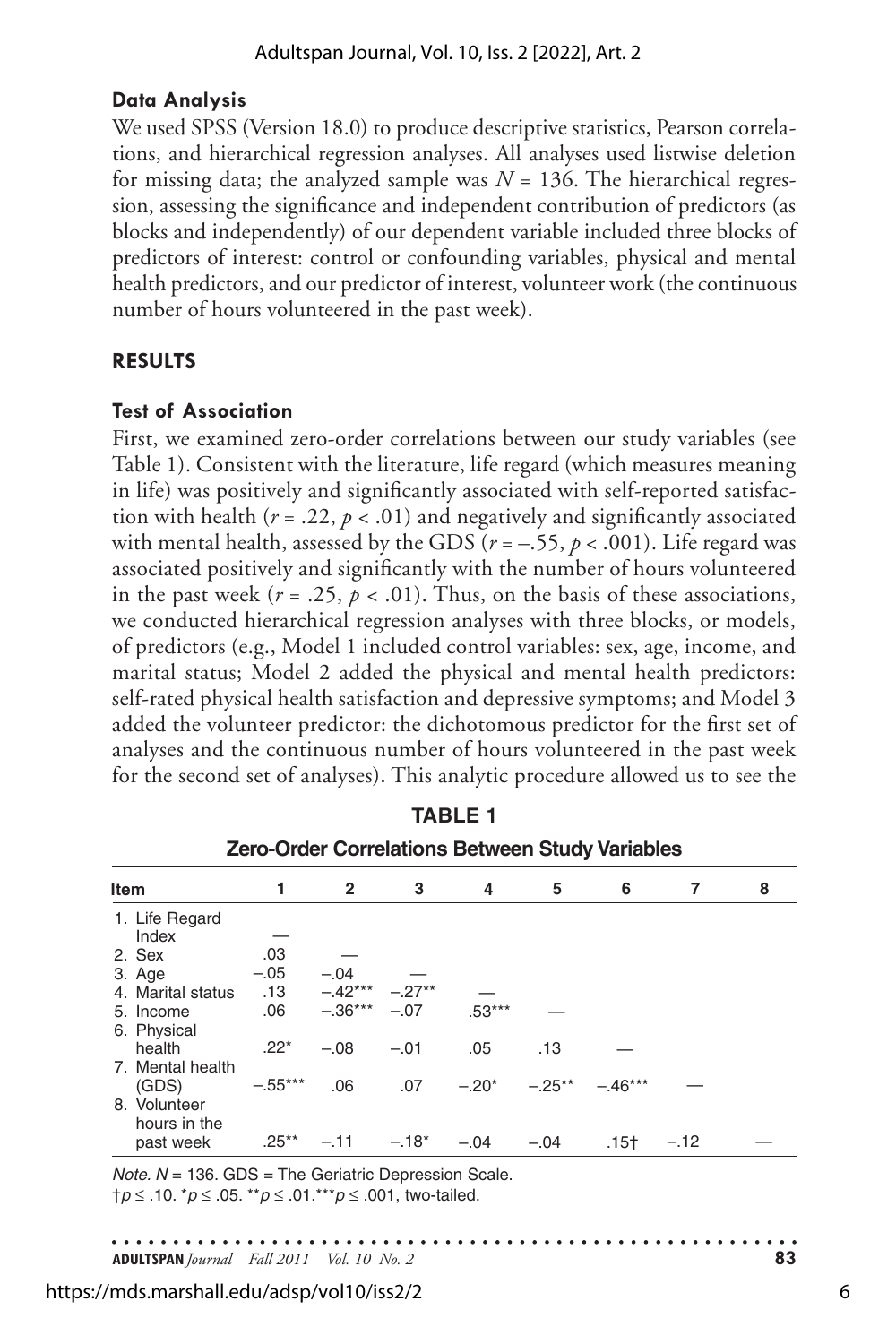### Data Analysis

We used SPSS (Version 18.0) to produce descriptive statistics, Pearson correlations, and hierarchical regression analyses. All analyses used listwise deletion for missing data; the analyzed sample was $N = 136$. The hierarchical regression, assessing the significance and independent contribution of predictors (as blocks and independently) of our dependent variable included three blocks of predictors of interest: control or confounding variables, physical and mental health predictors, and our predictor of interest, volunteer work (the continuous number of hours volunteered in the past week).

## RESULTS

### Test of Association

First, we examined zero-order correlations between our study variables (see Table 1). Consistent with the literature, life regard (which measures meaning in life) was positively and significantly associated with self-reported satisfaction with health ($r = .22$, $p < .01$) and negatively and significantly associated with mental health, assessed by the GDS ($r = -.55$, $p < .001$). Life regard was associated positively and significantly with the number of hours volunteered in the past week ($r = .25$, $p < .01$). Thus, on the basis of these associations, we conducted hierarchical regression analyses with three blocks, or models, of predictors (e.g., Model 1 included control variables: sex, age, income, and marital status; Model 2 added the physical and mental health predictors: self-rated physical health satisfaction and depressive symptoms; and Model 3 added the volunteer predictor: the dichotomous predictor for the first set of analyses and the continuous number of hours volunteered in the past week for the second set of analyses). This analytic procedure allowed us to see the

**TABLE 1**

**Zero-Order Correlations Between Study Variables**

| Item | 1 | 2 | 3 | 4 | 5 | 6 | 7 | 8 |
|---|---|---|---|---|---|---|---|---|
| 1. Life Regard Index | — | | | | | | | |
| 2. Sex | .03 | — | | | | | | |
| 3. Age | −.05 | −.04 | — | | | | | |
| 4. Marital status | .13 | −.42*** | −.27** | — | | | | |
| 5. Income | .06 | −.36*** | −.07 | .53*** | — | | | |
| 6. Physical health | .22* | −.08 | −.01 | .05 | .13 | — | | |
| 7. Mental health (GDS) | −.55*** | .06 | .07 | −.20* | −.25** | −.46*** | — | |
| 8. Volunteer hours in the past week | .25** | −.11 | −.18* | −.04 | −.04 | .15† | −.12 | — |

*Note.* $N = 136$. GDS = The Geriatric Depression Scale.
†$p \leq .10$. \*$p \leq .05$. \*\*$p \leq .01$. \*\*\*$p \leq .001$, two-tailed.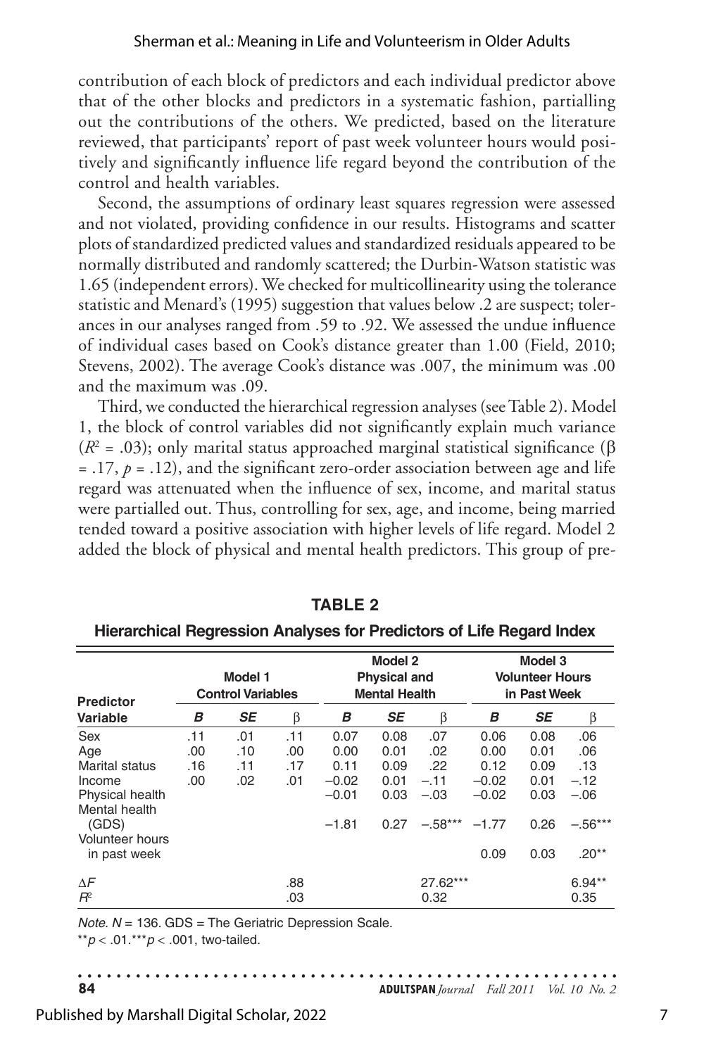contribution of each block of predictors and each individual predictor above that of the other blocks and predictors in a systematic fashion, partialling out the contributions of the others. We predicted, based on the literature reviewed, that participants' report of past week volunteer hours would positively and significantly influence life regard beyond the contribution of the control and health variables.

Second, the assumptions of ordinary least squares regression were assessed and not violated, providing confidence in our results. Histograms and scatter plots of standardized predicted values and standardized residuals appeared to be normally distributed and randomly scattered; the Durbin-Watson statistic was 1.65 (independent errors). We checked for multicollinearity using the tolerance statistic and Menard's (1995) suggestion that values below .2 are suspect; tolerances in our analyses ranged from .59 to .92. We assessed the undue influence of individual cases based on Cook's distance greater than 1.00 (Field, 2010; Stevens, 2002). The average Cook's distance was .007, the minimum was .00 and the maximum was .09.

Third, we conducted the hierarchical regression analyses (see Table 2). Model 1, the block of control variables did not significantly explain much variance ($R^2$ = .03); only marital status approached marginal statistical significance (β = .17, $p$ = .12), and the significant zero-order association between age and life regard was attenuated when the influence of sex, income, and marital status were partialled out. Thus, controlling for sex, age, and income, being married tended toward a positive association with higher levels of life regard. Model 2 added the block of physical and mental health predictors. This group of pre-

**TABLE 2**

**Hierarchical Regression Analyses for Predictors of Life Regard Index**

| Predictor Variable | Model 1 Control Variables | | | Model 2 Physical and Mental Health | | | Model 3 Volunteer Hours in Past Week | | |
|---|---|---|---|---|---|---|---|---|---|
| | *B* | *SE* | β | *B* | *SE* | β | *B* | *SE* | β |
| Sex | .11 | .01 | .11 | 0.07 | 0.08 | .07 | 0.06 | 0.08 | .06 |
| Age | .00 | .10 | .00 | 0.00 | 0.01 | .02 | 0.00 | 0.01 | .06 |
| Marital status | .16 | .11 | .17 | 0.11 | 0.09 | .22 | 0.12 | 0.09 | .13 |
| Income | .00 | .02 | .01 | –0.02 | 0.01 | –.11 | –0.02 | 0.01 | –.12 |
| Physical health | | | | –0.01 | 0.03 | –.03 | –0.02 | 0.03 | –.06 |
| Mental health (GDS) | | | | –1.81 | 0.27 | –.58*** | –1.77 | 0.26 | –.56*** |
| Volunteer hours in past week | | | | | | | 0.09 | 0.03 | .20** |
| Δ*F* | | | .88 | | | 27.62*** | | | 6.94** |
| $R^2$ | | | .03 | | | 0.32 | | | 0.35 |

*Note.* $N$ = 136. GDS = The Geriatric Depression Scale.
**$p < .01$. ***$p < .001$, two-tailed.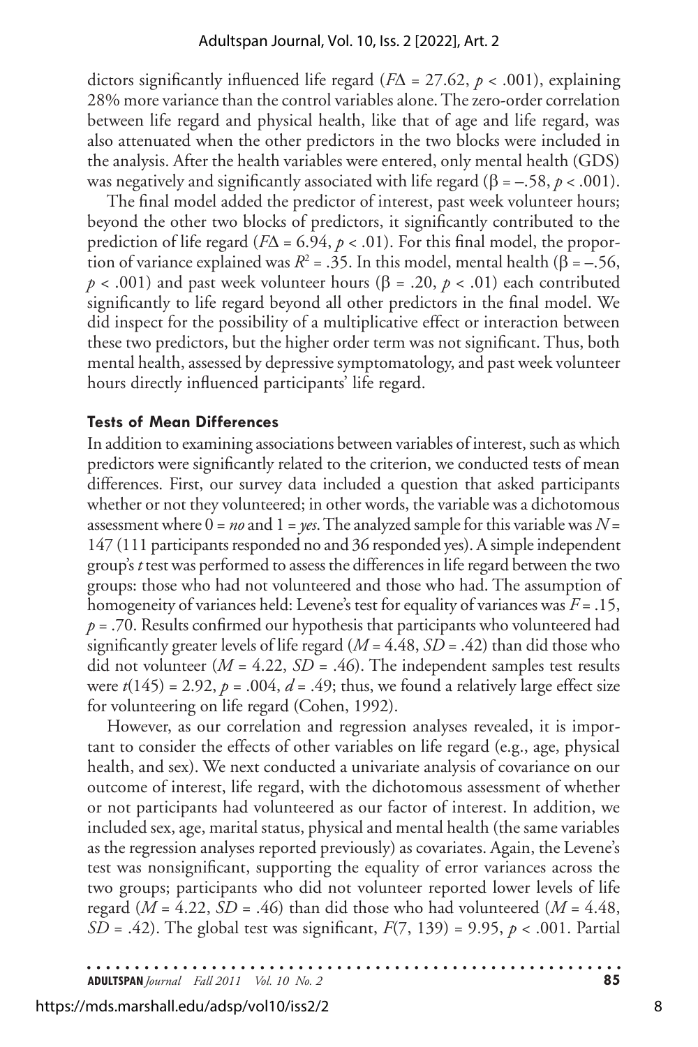dictors significantly influenced life regard ($F\Delta = 27.62$, $p < .001$), explaining 28% more variance than the control variables alone. The zero-order correlation between life regard and physical health, like that of age and life regard, was also attenuated when the other predictors in the two blocks were included in the analysis. After the health variables were entered, only mental health (GDS) was negatively and significantly associated with life regard ($\beta = -.58$, $p < .001$).

The final model added the predictor of interest, past week volunteer hours; beyond the other two blocks of predictors, it significantly contributed to the prediction of life regard ($F\Delta = 6.94$, $p < .01$). For this final model, the proportion of variance explained was $R^2 = .35$. In this model, mental health ($\beta = -.56$, $p < .001$) and past week volunteer hours ($\beta = .20$, $p < .01$) each contributed significantly to life regard beyond all other predictors in the final model. We did inspect for the possibility of a multiplicative effect or interaction between these two predictors, but the higher order term was not significant. Thus, both mental health, assessed by depressive symptomatology, and past week volunteer hours directly influenced participants' life regard.

### Tests of Mean Differences

In addition to examining associations between variables of interest, such as which predictors were significantly related to the criterion, we conducted tests of mean differences. First, our survey data included a question that asked participants whether or not they volunteered; in other words, the variable was a dichotomous assessment where 0 = *no* and 1 = *yes*. The analyzed sample for this variable was $N = 147$ (111 participants responded no and 36 responded yes). A simple independent group's $t$ test was performed to assess the differences in life regard between the two groups: those who had not volunteered and those who had. The assumption of homogeneity of variances held: Levene's test for equality of variances was $F = .15$, $p = .70$. Results confirmed our hypothesis that participants who volunteered had significantly greater levels of life regard ($M = 4.48$, $SD = .42$) than did those who did not volunteer ($M = 4.22$, $SD = .46$). The independent samples test results were $t(145) = 2.92$, $p = .004$, $d = .49$; thus, we found a relatively large effect size for volunteering on life regard (Cohen, 1992).

However, as our correlation and regression analyses revealed, it is important to consider the effects of other variables on life regard (e.g., age, physical health, and sex). We next conducted a univariate analysis of covariance on our outcome of interest, life regard, with the dichotomous assessment of whether or not participants had volunteered as our factor of interest. In addition, we included sex, age, marital status, physical and mental health (the same variables as the regression analyses reported previously) as covariates. Again, the Levene's test was nonsignificant, supporting the equality of error variances across the two groups; participants who did not volunteer reported lower levels of life regard ($M = 4.22$, $SD = .46$) than did those who had volunteered ($M = 4.48$, $SD = .42$). The global test was significant, $F(7, 139) = 9.95$, $p < .001$. Partial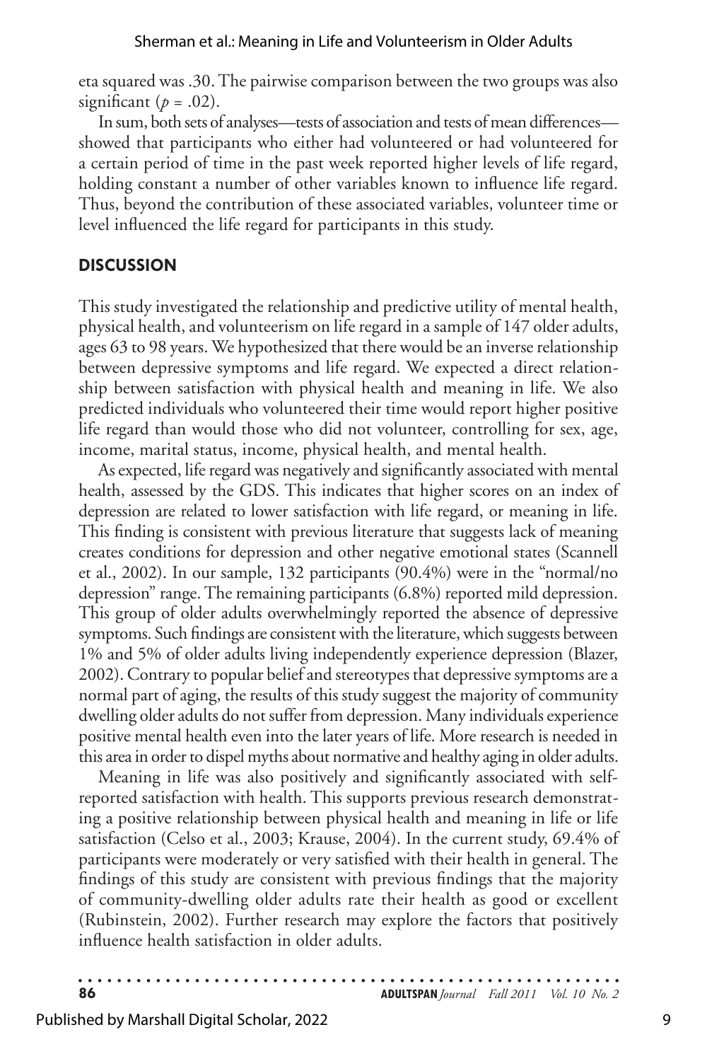eta squared was .30. The pairwise comparison between the two groups was also significant ($p = .02$).

In sum, both sets of analyses—tests of association and tests of mean differences—showed that participants who either had volunteered or had volunteered for a certain period of time in the past week reported higher levels of life regard, holding constant a number of other variables known to influence life regard. Thus, beyond the contribution of these associated variables, volunteer time or level influenced the life regard for participants in this study.

## DISCUSSION

This study investigated the relationship and predictive utility of mental health, physical health, and volunteerism on life regard in a sample of 147 older adults, ages 63 to 98 years. We hypothesized that there would be an inverse relationship between depressive symptoms and life regard. We expected a direct relationship between satisfaction with physical health and meaning in life. We also predicted individuals who volunteered their time would report higher positive life regard than would those who did not volunteer, controlling for sex, age, income, marital status, income, physical health, and mental health.

As expected, life regard was negatively and significantly associated with mental health, assessed by the GDS. This indicates that higher scores on an index of depression are related to lower satisfaction with life regard, or meaning in life. This finding is consistent with previous literature that suggests lack of meaning creates conditions for depression and other negative emotional states (Scannell et al., 2002). In our sample, 132 participants (90.4%) were in the "normal/no depression" range. The remaining participants (6.8%) reported mild depression. This group of older adults overwhelmingly reported the absence of depressive symptoms. Such findings are consistent with the literature, which suggests between 1% and 5% of older adults living independently experience depression (Blazer, 2002). Contrary to popular belief and stereotypes that depressive symptoms are a normal part of aging, the results of this study suggest the majority of community dwelling older adults do not suffer from depression. Many individuals experience positive mental health even into the later years of life. More research is needed in this area in order to dispel myths about normative and healthy aging in older adults.

Meaning in life was also positively and significantly associated with self-reported satisfaction with health. This supports previous research demonstrating a positive relationship between physical health and meaning in life or life satisfaction (Celso et al., 2003; Krause, 2004). In the current study, 69.4% of participants were moderately or very satisfied with their health in general. The findings of this study are consistent with previous findings that the majority of community-dwelling older adults rate their health as good or excellent (Rubinstein, 2002). Further research may explore the factors that positively influence health satisfaction in older adults.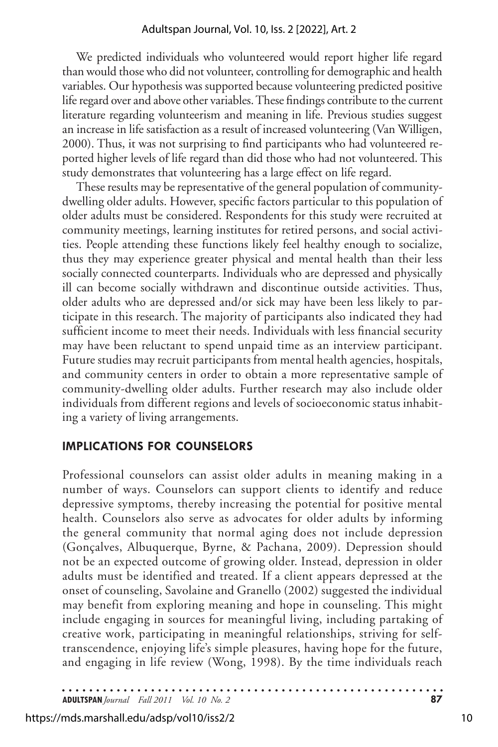We predicted individuals who volunteered would report higher life regard than would those who did not volunteer, controlling for demographic and health variables. Our hypothesis was supported because volunteering predicted positive life regard over and above other variables. These findings contribute to the current literature regarding volunteerism and meaning in life. Previous studies suggest an increase in life satisfaction as a result of increased volunteering (Van Willigen, 2000). Thus, it was not surprising to find participants who had volunteered reported higher levels of life regard than did those who had not volunteered. This study demonstrates that volunteering has a large effect on life regard.

These results may be representative of the general population of community-dwelling older adults. However, specific factors particular to this population of older adults must be considered. Respondents for this study were recruited at community meetings, learning institutes for retired persons, and social activities. People attending these functions likely feel healthy enough to socialize, thus they may experience greater physical and mental health than their less socially connected counterparts. Individuals who are depressed and physically ill can become socially withdrawn and discontinue outside activities. Thus, older adults who are depressed and/or sick may have been less likely to participate in this research. The majority of participants also indicated they had sufficient income to meet their needs. Individuals with less financial security may have been reluctant to spend unpaid time as an interview participant. Future studies may recruit participants from mental health agencies, hospitals, and community centers in order to obtain a more representative sample of community-dwelling older adults. Further research may also include older individuals from different regions and levels of socioeconomic status inhabiting a variety of living arrangements.

## IMPLICATIONS FOR COUNSELORS

Professional counselors can assist older adults in meaning making in a number of ways. Counselors can support clients to identify and reduce depressive symptoms, thereby increasing the potential for positive mental health. Counselors also serve as advocates for older adults by informing the general community that normal aging does not include depression (Gonçalves, Albuquerque, Byrne, & Pachana, 2009). Depression should not be an expected outcome of growing older. Instead, depression in older adults must be identified and treated. If a client appears depressed at the onset of counseling, Savolaine and Granello (2002) suggested the individual may benefit from exploring meaning and hope in counseling. This might include engaging in sources for meaningful living, including partaking of creative work, participating in meaningful relationships, striving for self-transcendence, enjoying life's simple pleasures, having hope for the future, and engaging in life review (Wong, 1998). By the time individuals reach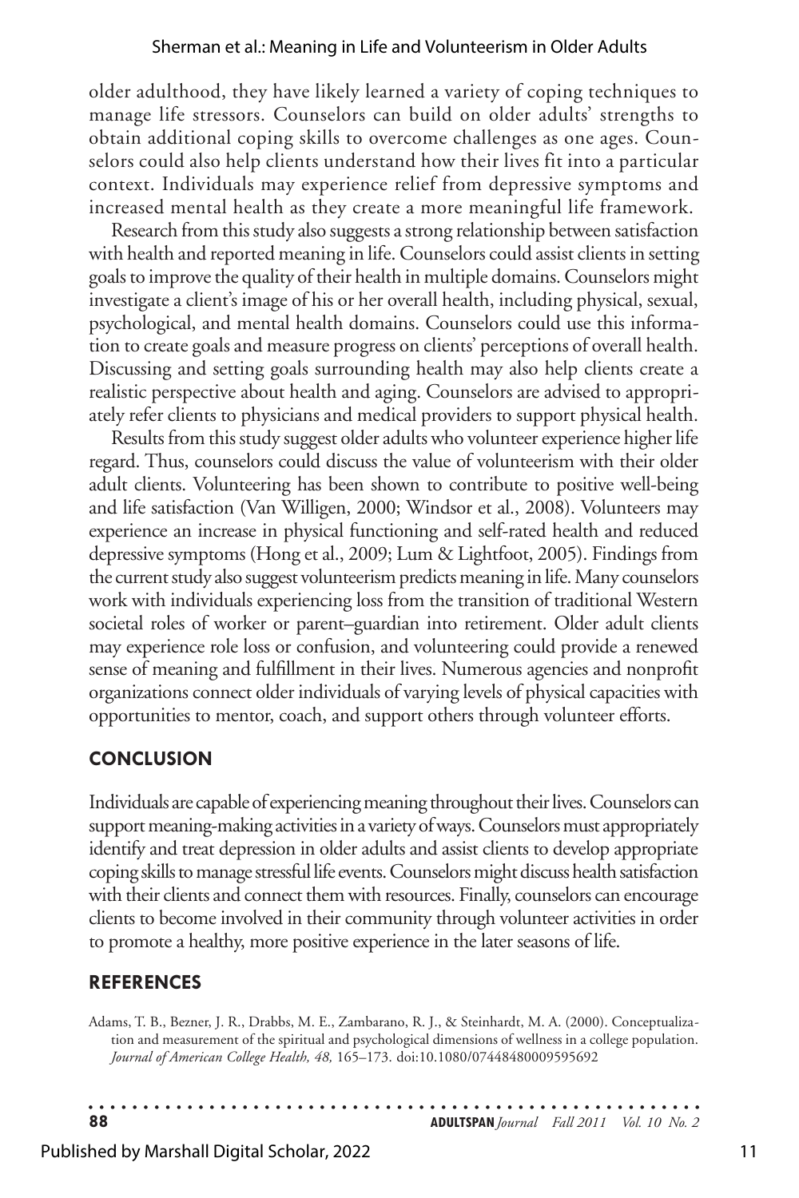older adulthood, they have likely learned a variety of coping techniques to manage life stressors. Counselors can build on older adults' strengths to obtain additional coping skills to overcome challenges as one ages. Counselors could also help clients understand how their lives fit into a particular context. Individuals may experience relief from depressive symptoms and increased mental health as they create a more meaningful life framework.

Research from this study also suggests a strong relationship between satisfaction with health and reported meaning in life. Counselors could assist clients in setting goals to improve the quality of their health in multiple domains. Counselors might investigate a client's image of his or her overall health, including physical, sexual, psychological, and mental health domains. Counselors could use this information to create goals and measure progress on clients' perceptions of overall health. Discussing and setting goals surrounding health may also help clients create a realistic perspective about health and aging. Counselors are advised to appropriately refer clients to physicians and medical providers to support physical health.

Results from this study suggest older adults who volunteer experience higher life regard. Thus, counselors could discuss the value of volunteerism with their older adult clients. Volunteering has been shown to contribute to positive well-being and life satisfaction (Van Willigen, 2000; Windsor et al., 2008). Volunteers may experience an increase in physical functioning and self-rated health and reduced depressive symptoms (Hong et al., 2009; Lum & Lightfoot, 2005). Findings from the current study also suggest volunteerism predicts meaning in life. Many counselors work with individuals experiencing loss from the transition of traditional Western societal roles of worker or parent–guardian into retirement. Older adult clients may experience role loss or confusion, and volunteering could provide a renewed sense of meaning and fulfillment in their lives. Numerous agencies and nonprofit organizations connect older individuals of varying levels of physical capacities with opportunities to mentor, coach, and support others through volunteer efforts.

## CONCLUSION

Individuals are capable of experiencing meaning throughout their lives. Counselors can support meaning-making activities in a variety of ways. Counselors must appropriately identify and treat depression in older adults and assist clients to develop appropriate coping skills to manage stressful life events. Counselors might discuss health satisfaction with their clients and connect them with resources. Finally, counselors can encourage clients to become involved in their community through volunteer activities in order to promote a healthy, more positive experience in the later seasons of life.

## REFERENCES

Adams, T. B., Bezner, J. R., Drabbs, M. E., Zambarano, R. J., & Steinhardt, M. A. (2000). Conceptualization and measurement of the spiritual and psychological dimensions of wellness in a college population. *Journal of American College Health, 48,* 165–173. doi:10.1080/07448480009595692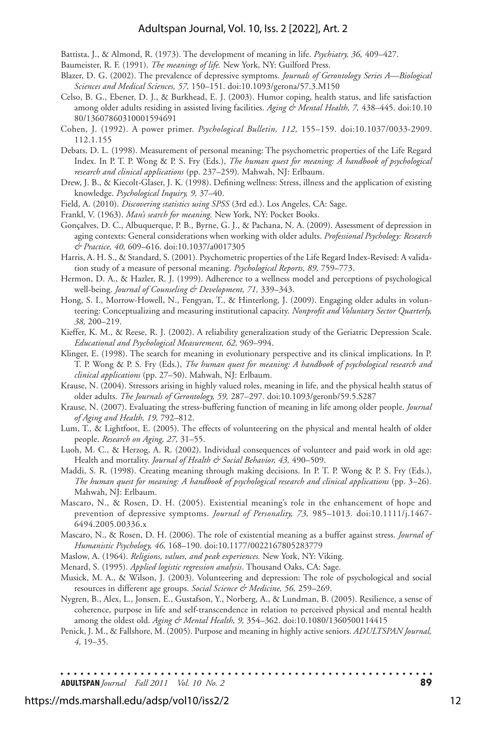Battista, J., & Almond, R. (1973). The development of meaning in life. *Psychiatry, 36,* 409–427.

Baumeister, R. F. (1991). *The meanings of life.* New York, NY: Guilford Press.

Blazer, D. G. (2002). The prevalence of depressive symptoms. *Journals of Gerontology Series A—Biological Sciences and Medical Sciences, 57,* 150–151. doi:10.1093/gerona/57.3.M150

Celso, B. G., Ebener, D. J., & Burkhead, E. J. (2003). Humor coping, health status, and life satisfaction among older adults residing in assisted living facilities. *Aging & Mental Health, 7,* 438–445. doi:10.1080/13607860310001594691

Cohen, J. (1992). A power primer. *Psychological Bulletin, 112,* 155–159. doi:10.1037/0033-2909.112.1.155

Debats, D. L. (1998). Measurement of personal meaning: The psychometric properties of the Life Regard Index. In P. T. P. Wong & P. S. Fry (Eds.), *The human quest for meaning: A handbook of psychological research and clinical applications* (pp. 237–259). Mahwah, NJ: Erlbaum.

Drew, J. B., & Kiecolt-Glaser, J. K. (1998). Defining wellness: Stress, illness and the application of existing knowledge. *Psychological Inquiry, 9,* 37–40.

Field, A. (2010). *Discovering statistics using SPSS* (3rd ed.). Los Angeles, CA: Sage.

Frankl, V. (1963). *Man's search for meaning.* New York, NY: Pocket Books.

Gonçalves, D. C., Albuquerque, P. B., Byrne, G. J., & Pachana, N. A. (2009). Assessment of depression in aging contexts: General considerations when working with older adults. *Professional Psychology: Research & Practice, 40,* 609–616. doi:10.1037/a0017305

Harris, A. H. S., & Standard, S. (2001). Psychometric properties of the Life Regard Index-Revised: A validation study of a measure of personal meaning. *Psychological Reports, 89,* 759–773.

Hermon, D. A., & Hazler, R. J. (1999). Adherence to a wellness model and perceptions of psychological well-being. *Journal of Counseling & Development, 71,* 339–343.

Hong, S. I., Morrow-Howell, N., Fengyan, T., & Hinterlong, J. (2009). Engaging older adults in volunteering: Conceptualizing and measuring institutional capacity. *Nonprofit and Voluntary Sector Quarterly, 38,* 200–219.

Kieffer, K. M., & Reese, R. J. (2002). A reliability generalization study of the Geriatric Depression Scale. *Educational and Psychological Measurement, 62,* 969–994.

Klinger, E. (1998). The search for meaning in evolutionary perspective and its clinical implications. In P. T. P. Wong & P. S. Fry (Eds.), *The human quest for meaning: A handbook of psychological research and clinical applications* (pp. 27–50). Mahwah, NJ: Erlbaum.

Krause, N. (2004). Stressors arising in highly valued roles, meaning in life, and the physical health status of older adults. *The Journals of Gerontology, 59,* 287–297. doi:10.1093/geronb/59.5.S287

Krause, N. (2007). Evaluating the stress-buffering function of meaning in life among older people. *Journal of Aging and Health, 19,* 792–812.

Lum, T., & Lightfoot, E. (2005). The effects of volunteering on the physical and mental health of older people. *Research on Aging, 27,* 31–55.

Luoh, M. C., & Herzog, A. R. (2002). Individual consequences of volunteer and paid work in old age: Health and mortality. *Journal of Health & Social Behavior, 43,* 490–509.

Maddi, S. R. (1998). Creating meaning through making decisions. In P. T. P. Wong & P. S. Fry (Eds.), *The human quest for meaning: A handbook of psychological research and clinical applications* (pp. 3–26). Mahwah, NJ: Erlbaum.

Mascaro, N., & Rosen, D. H. (2005). Existential meaning's role in the enhancement of hope and prevention of depressive symptoms. *Journal of Personality, 73,* 985–1013. doi:10.1111/j.1467-6494.2005.00336.x

Mascaro, N., & Rosen, D. H. (2006). The role of existential meaning as a buffer against stress. *Journal of Humanistic Psychology, 46,* 168–190. doi:10.1177/0022167805283779

Maslow, A. (1964). *Religions, values, and peak experiences.* New York, NY: Viking.

Menard, S. (1995). *Applied logistic regression analysis*. Thousand Oaks, CA: Sage.

Musick, M. A., & Wilson, J. (2003). Volunteering and depression: The role of psychological and social resources in different age groups. *Social Science & Medicine, 56,* 259–269.

Nygren, B., Alex, L., Jonsen, E., Gustafson, Y., Norberg, A., & Lundman, B. (2005). Resilience, a sense of coherence, purpose in life and self-transcendence in relation to perceived physical and mental health among the oldest old. *Aging & Mental Health, 9,* 354–362. doi:10.1080/1360500114415

Penick, J. M., & Fallshore, M. (2005). Purpose and meaning in highly active seniors. *ADULTSPAN Journal, 4,* 19–35.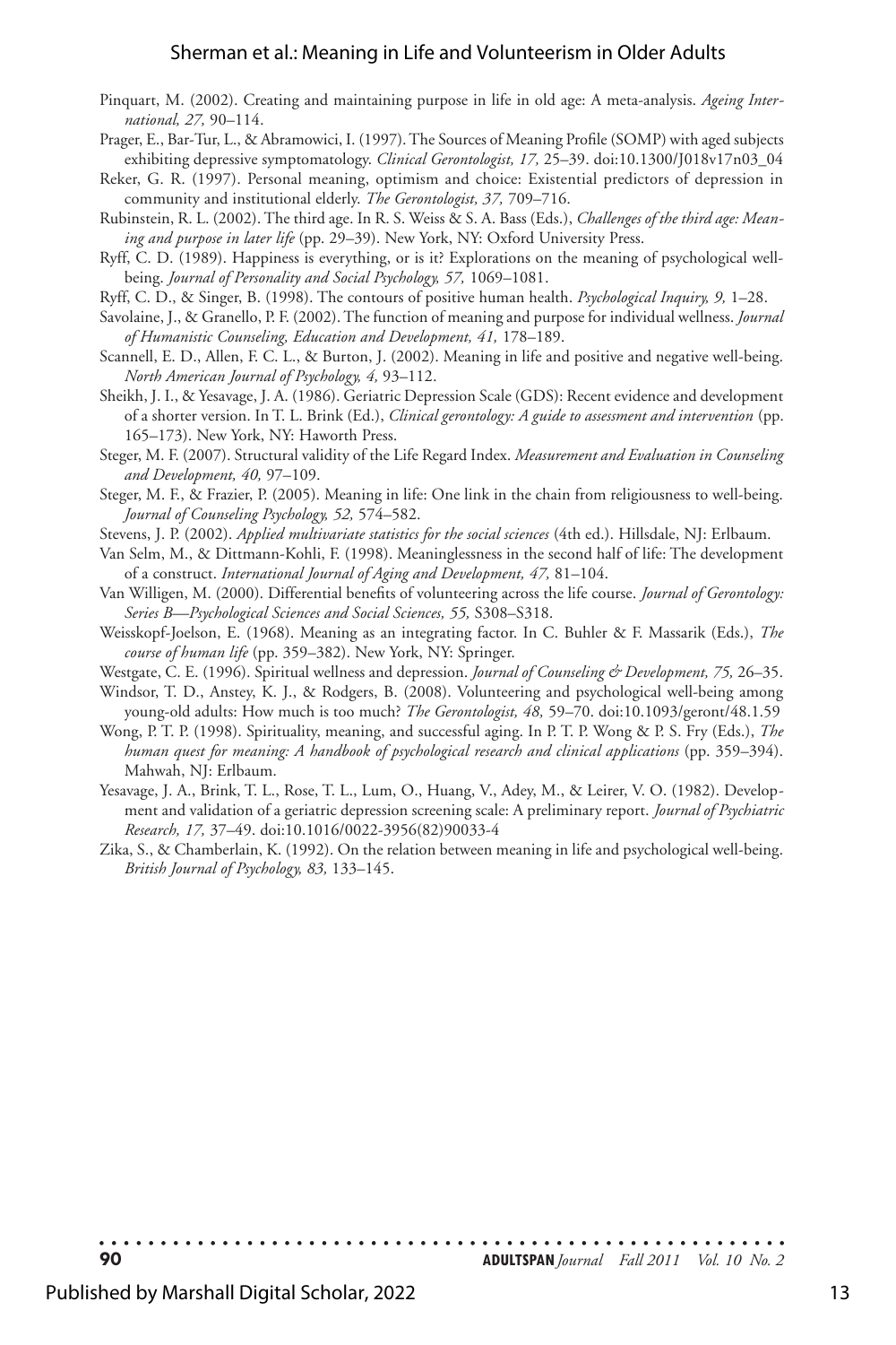Pinquart, M. (2002). Creating and maintaining purpose in life in old age: A meta-analysis. *Ageing International, 27,* 90–114.

Prager, E., Bar-Tur, L., & Abramowici, I. (1997). The Sources of Meaning Profile (SOMP) with aged subjects exhibiting depressive symptomatology. *Clinical Gerontologist, 17,* 25–39. doi:10.1300/J018v17n03_04

Reker, G. R. (1997). Personal meaning, optimism and choice: Existential predictors of depression in community and institutional elderly. *The Gerontologist, 37,* 709–716.

Rubinstein, R. L. (2002). The third age. In R. S. Weiss & S. A. Bass (Eds.), *Challenges of the third age: Meaning and purpose in later life* (pp. 29–39). New York, NY: Oxford University Press.

Ryff, C. D. (1989). Happiness is everything, or is it? Explorations on the meaning of psychological well-being. *Journal of Personality and Social Psychology, 57,* 1069–1081.

Ryff, C. D., & Singer, B. (1998). The contours of positive human health. *Psychological Inquiry, 9,* 1–28.

Savolaine, J., & Granello, P. F. (2002). The function of meaning and purpose for individual wellness. *Journal of Humanistic Counseling, Education and Development, 41,* 178–189.

Scannell, E. D., Allen, F. C. L., & Burton, J. (2002). Meaning in life and positive and negative well-being. *North American Journal of Psychology, 4,* 93–112.

Sheikh, J. I., & Yesavage, J. A. (1986). Geriatric Depression Scale (GDS): Recent evidence and development of a shorter version. In T. L. Brink (Ed.), *Clinical gerontology: A guide to assessment and intervention* (pp. 165–173). New York, NY: Haworth Press.

Steger, M. F. (2007). Structural validity of the Life Regard Index. *Measurement and Evaluation in Counseling and Development, 40,* 97–109.

Steger, M. F., & Frazier, P. (2005). Meaning in life: One link in the chain from religiousness to well-being. *Journal of Counseling Psychology, 52,* 574–582.

Stevens, J. P. (2002). *Applied multivariate statistics for the social sciences* (4th ed.). Hillsdale, NJ: Erlbaum.

Van Selm, M., & Dittmann-Kohli, F. (1998). Meaninglessness in the second half of life: The development of a construct. *International Journal of Aging and Development, 47,* 81–104.

Van Willigen, M. (2000). Differential benefits of volunteering across the life course. *Journal of Gerontology: Series B—Psychological Sciences and Social Sciences, 55,* S308–S318.

Weisskopf-Joelson, E. (1968). Meaning as an integrating factor. In C. Buhler & F. Massarik (Eds.), *The course of human life* (pp. 359–382). New York, NY: Springer.

Westgate, C. E. (1996). Spiritual wellness and depression. *Journal of Counseling & Development, 75,* 26–35.

Windsor, T. D., Anstey, K. J., & Rodgers, B. (2008). Volunteering and psychological well-being among young-old adults: How much is too much? *The Gerontologist, 48,* 59–70. doi:10.1093/geront/48.1.59

Wong, P. T. P. (1998). Spirituality, meaning, and successful aging. In P. T. P. Wong & P. S. Fry (Eds.), *The human quest for meaning: A handbook of psychological research and clinical applications* (pp. 359–394). Mahwah, NJ: Erlbaum.

Yesavage, J. A., Brink, T. L., Rose, T. L., Lum, O., Huang, V., Adey, M., & Leirer, V. O. (1982). Development and validation of a geriatric depression screening scale: A preliminary report. *Journal of Psychiatric Research, 17,* 37–49. doi:10.1016/0022-3956(82)90033-4

Zika, S., & Chamberlain, K. (1992). On the relation between meaning in life and psychological well-being. *British Journal of Psychology, 83,* 133–145.